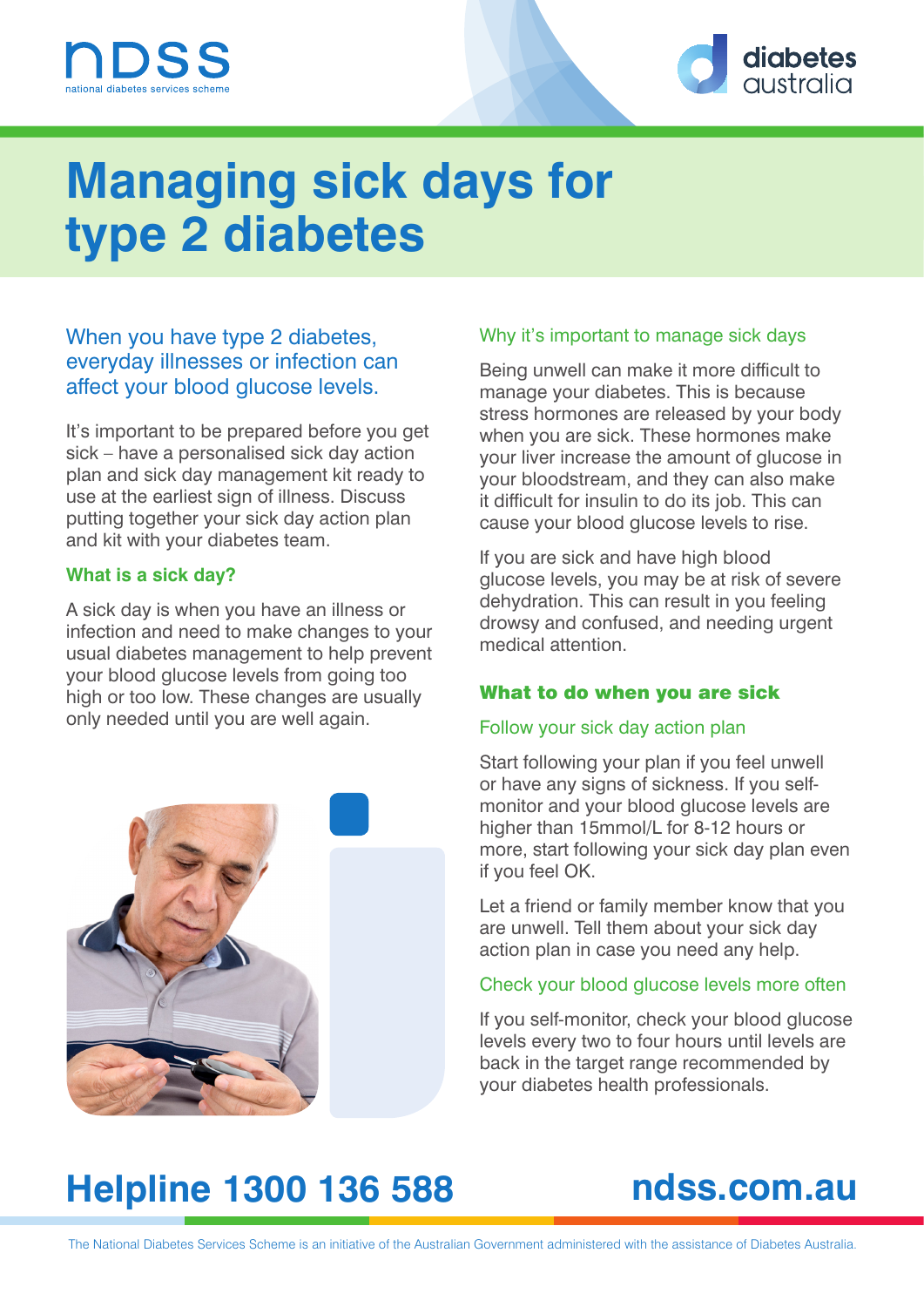# Managing sick days for type 2 diabetes

When you have type 2 diabetes, everyday illnesses or infection can affect your blood glucose levels.

It's important to be prepared before you get sick – have a personalised sick day action plan and sick day management kit ready to use at the earliest sign of illness. Discuss putting together your sick day action plan and kit with your diabetes team.

### What is a sick day?

A sick day is when you have an illness or infection and need to make changes to your usual diabetes management to help prevent your blood glucose levels from going too high or too low. These changes are usually only needed until you are well again.

### Why it's important to manage sick days

Being unwell can make it more difficult to manage your diabetes. This is because stress hormones are released by your body when you are sick. These hormones make your liver increase the amount of glucose in your bloodstream, and they can also make it difficult for insulin to do its job. This can cause your blood glucose levels to rise.

If you are sick and have high blood glucose levels, you may be at risk of severe dehydration. This can result in you feeling drowsy and confused, and needing urgent medical attention.

## What to do when you are sick

### Follow your sick day action plan

Start following your plan if you feel unwell or have any signs of sickness. If you self-monitor and your blood glucose levels are higher than 15mmol/L for 8-12 hours or more, start following your sick day plan even if you feel OK.

Let a friend or family member know that you are unwell. Tell them about your sick day action plan in case you need any help.

### Check your blood glucose levels more often

If you self-monitor, check your blood glucose levels every two to four hours until levels are back in the target range recommended by your diabetes health professionals.

**Helpline 1300 136 588**

**ndss.com.au**

The National Diabetes Services Scheme is an initiative of the Australian Government administered with the assistance of Diabetes Australia.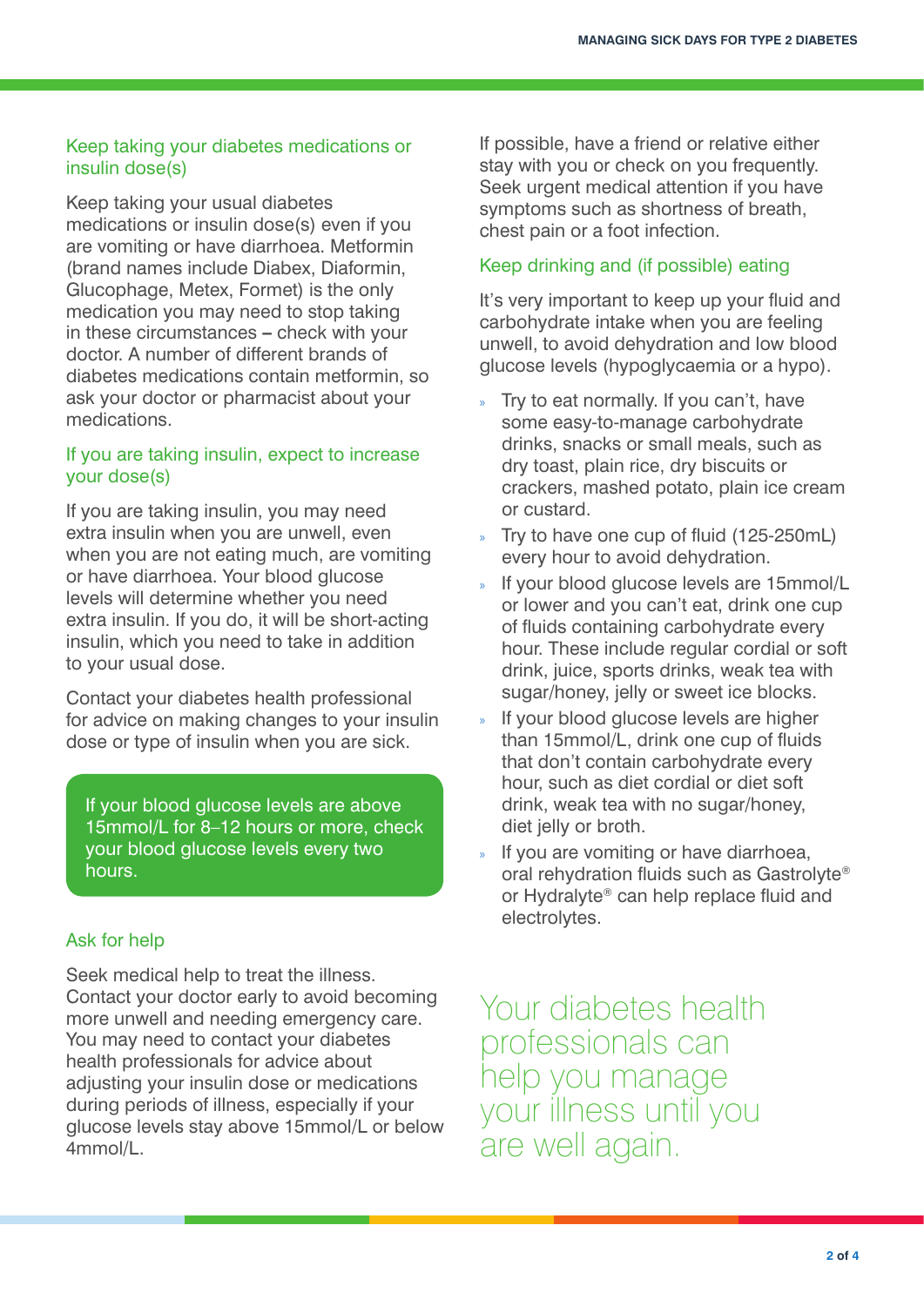## Keep taking your diabetes medications or insulin dose(s)

Keep taking your usual diabetes medications or insulin dose(s) even if you are vomiting or have diarrhoea. Metformin (brand names include Diabex, Diaformin, Glucophage, Metex, Formet) is the only medication you may need to stop taking in these circumstances – check with your doctor. A number of different brands of diabetes medications contain metformin, so ask your doctor or pharmacist about your medications.

## If you are taking insulin, expect to increase your dose(s)

If you are taking insulin, you may need extra insulin when you are unwell, even when you are not eating much, are vomiting or have diarrhoea. Your blood glucose levels will determine whether you need extra insulin. If you do, it will be short-acting insulin, which you need to take in addition to your usual dose.

Contact your diabetes health professional for advice on making changes to your insulin dose or type of insulin when you are sick.

> If your blood glucose levels are above 15mmol/L for 8–12 hours or more, check your blood glucose levels every two hours.

## Ask for help

Seek medical help to treat the illness. Contact your doctor early to avoid becoming more unwell and needing emergency care. You may need to contact your diabetes health professionals for advice about adjusting your insulin dose or medications during periods of illness, especially if your glucose levels stay above 15mmol/L or below 4mmol/L.

If possible, have a friend or relative either stay with you or check on you frequently. Seek urgent medical attention if you have symptoms such as shortness of breath, chest pain or a foot infection.

## Keep drinking and (if possible) eating

It's very important to keep up your fluid and carbohydrate intake when you are feeling unwell, to avoid dehydration and low blood glucose levels (hypoglycaemia or a hypo).

- Try to eat normally. If you can't, have some easy-to-manage carbohydrate drinks, snacks or small meals, such as dry toast, plain rice, dry biscuits or crackers, mashed potato, plain ice cream or custard.
- Try to have one cup of fluid (125-250mL) every hour to avoid dehydration.
- If your blood glucose levels are 15mmol/L or lower and you can't eat, drink one cup of fluids containing carbohydrate every hour. These include regular cordial or soft drink, juice, sports drinks, weak tea with sugar/honey, jelly or sweet ice blocks.
- If your blood glucose levels are higher than 15mmol/L, drink one cup of fluids that don't contain carbohydrate every hour, such as diet cordial or diet soft drink, weak tea with no sugar/honey, diet jelly or broth.
- If you are vomiting or have diarrhoea, oral rehydration fluids such as Gastrolyte® or Hydralyte® can help replace fluid and electrolytes.

Your diabetes health professionals can help you manage your illness until you are well again.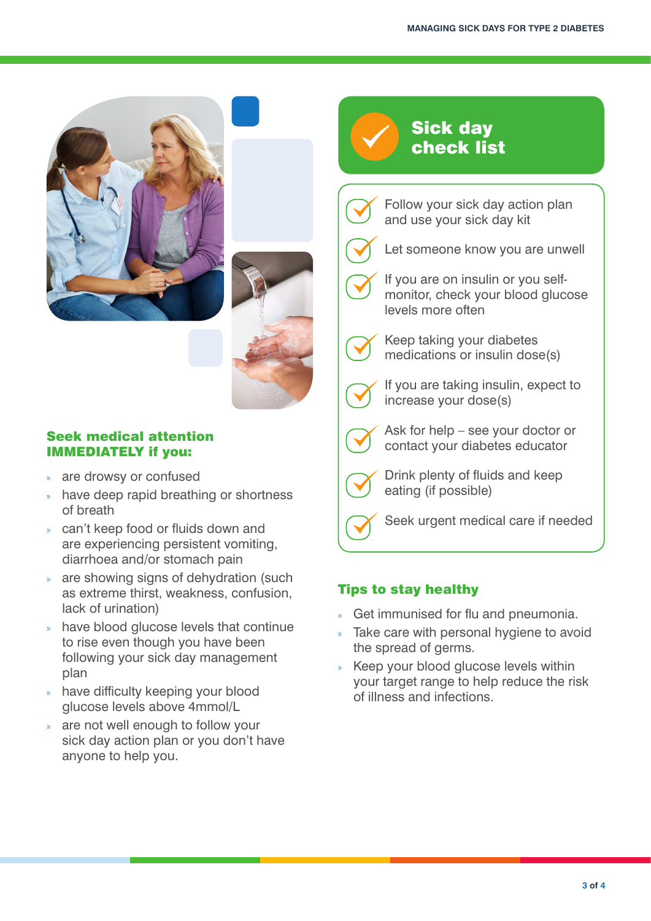## Seek medical attention IMMEDIATELY if you:

- are drowsy or confused
- have deep rapid breathing or shortness of breath
- can't keep food or fluids down and are experiencing persistent vomiting, diarrhoea and/or stomach pain
- are showing signs of dehydration (such as extreme thirst, weakness, confusion, lack of urination)
- have blood glucose levels that continue to rise even though you have been following your sick day management plan
- have difficulty keeping your blood glucose levels above 4mmol/L
- are not well enough to follow your sick day action plan or you don't have anyone to help you.

## Sick day check list

- Follow your sick day action plan and use your sick day kit
- Let someone know you are unwell
- If you are on insulin or you self-monitor, check your blood glucose levels more often
- Keep taking your diabetes medications or insulin dose(s)
- If you are taking insulin, expect to increase your dose(s)
- Ask for help – see your doctor or contact your diabetes educator
- Drink plenty of fluids and keep eating (if possible)
- Seek urgent medical care if needed

## Tips to stay healthy

- Get immunised for flu and pneumonia.
- Take care with personal hygiene to avoid the spread of germs.
- Keep your blood glucose levels within your target range to help reduce the risk of illness and infections.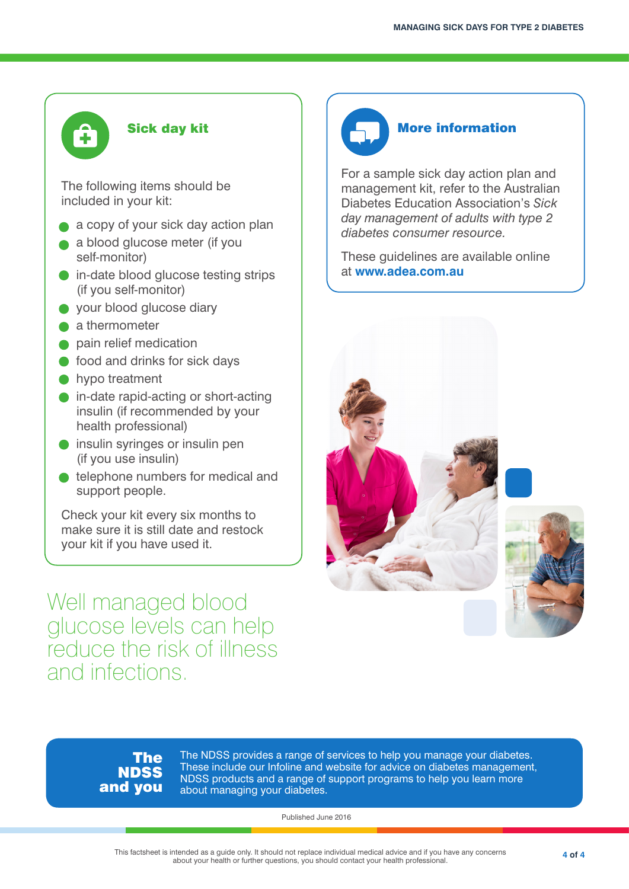## Sick day kit

The following items should be included in your kit:

- a copy of your sick day action plan
- a blood glucose meter (if you self-monitor)
- in-date blood glucose testing strips (if you self-monitor)
- your blood glucose diary
- a thermometer
- pain relief medication
- food and drinks for sick days
- hypo treatment
- in-date rapid-acting or short-acting insulin (if recommended by your health professional)
- insulin syringes or insulin pen (if you use insulin)
- telephone numbers for medical and support people.

Check your kit every six months to make sure it is still date and restock your kit if you have used it.

## More information

For a sample sick day action plan and management kit, refer to the Australian Diabetes Education Association's *Sick day management of adults with type 2 diabetes consumer resource.*

These guidelines are available online at **www.adea.com.au**

Well managed blood glucose levels can help reduce the risk of illness and infections.

**The NDSS and you**

The NDSS provides a range of services to help you manage your diabetes. These include our Infoline and website for advice on diabetes management, NDSS products and a range of support programs to help you learn more about managing your diabetes.

Published June 2016

This factsheet is intended as a guide only. It should not replace individual medical advice and if you have any concerns about your health or further questions, you should contact your health professional.